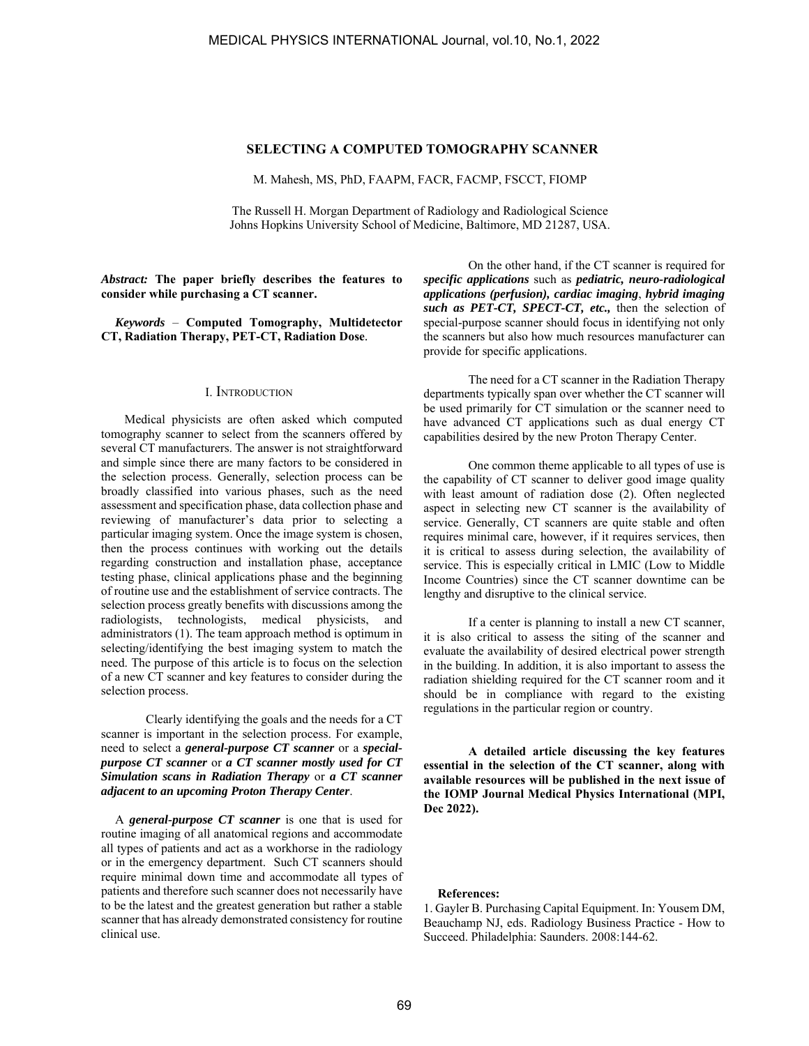# SELECTING A COMPUTED TOMOGRAPHY SCANNER

M. Mahesh, MS, PhD, FAAPM, FACR, FACMP, FSCCT, FIOMP

The Russell H. Morgan Department of Radiology and Radiological Science
Johns Hopkins University School of Medicine, Baltimore, MD 21287, USA.

***Abstract:*** **The paper briefly describes the features to consider while purchasing a CT scanner.**

***Keywords*** – **Computed Tomography, Multidetector CT, Radiation Therapy, PET-CT, Radiation Dose**.

## I. INTRODUCTION

Medical physicists are often asked which computed tomography scanner to select from the scanners offered by several CT manufacturers. The answer is not straightforward and simple since there are many factors to be considered in the selection process. Generally, selection process can be broadly classified into various phases, such as the need assessment and specification phase, data collection phase and reviewing of manufacturer's data prior to selecting a particular imaging system. Once the image system is chosen, then the process continues with working out the details regarding construction and installation phase, acceptance testing phase, clinical applications phase and the beginning of routine use and the establishment of service contracts. The selection process greatly benefits with discussions among the radiologists, technologists, medical physicists, and administrators (1). The team approach method is optimum in selecting/identifying the best imaging system to match the need. The purpose of this article is to focus on the selection of a new CT scanner and key features to consider during the selection process.

Clearly identifying the goals and the needs for a CT scanner is important in the selection process. For example, need to select a ***general-purpose CT scanner*** or a ***special-purpose CT scanner*** or ***a CT scanner mostly used for CT Simulation scans in Radiation Therapy*** or ***a CT scanner adjacent to an upcoming Proton Therapy Center***.

A ***general-purpose CT scanner*** is one that is used for routine imaging of all anatomical regions and accommodate all types of patients and act as a workhorse in the radiology or in the emergency department. Such CT scanners should require minimal down time and accommodate all types of patients and therefore such scanner does not necessarily have to be the latest and the greatest generation but rather a stable scanner that has already demonstrated consistency for routine clinical use.

On the other hand, if the CT scanner is required for ***specific applications*** such as ***pediatric, neuro-radiological applications (perfusion), cardiac imaging***, ***hybrid imaging such as PET-CT, SPECT-CT, etc.,*** then the selection of special-purpose scanner should focus in identifying not only the scanners but also how much resources manufacturer can provide for specific applications.

The need for a CT scanner in the Radiation Therapy departments typically span over whether the CT scanner will be used primarily for CT simulation or the scanner need to have advanced CT applications such as dual energy CT capabilities desired by the new Proton Therapy Center.

One common theme applicable to all types of use is the capability of CT scanner to deliver good image quality with least amount of radiation dose (2). Often neglected aspect in selecting new CT scanner is the availability of service. Generally, CT scanners are quite stable and often requires minimal care, however, if it requires services, then it is critical to assess during selection, the availability of service. This is especially critical in LMIC (Low to Middle Income Countries) since the CT scanner downtime can be lengthy and disruptive to the clinical service.

If a center is planning to install a new CT scanner, it is also critical to assess the siting of the scanner and evaluate the availability of desired electrical power strength in the building. In addition, it is also important to assess the radiation shielding required for the CT scanner room and it should be in compliance with regard to the existing regulations in the particular region or country.

**A detailed article discussing the key features essential in the selection of the CT scanner, along with available resources will be published in the next issue of the IOMP Journal Medical Physics International (MPI, Dec 2022).**

**References:**

1. Gayler B. Purchasing Capital Equipment. In: Yousem DM, Beauchamp NJ, eds. Radiology Business Practice - How to Succeed. Philadelphia: Saunders. 2008:144-62.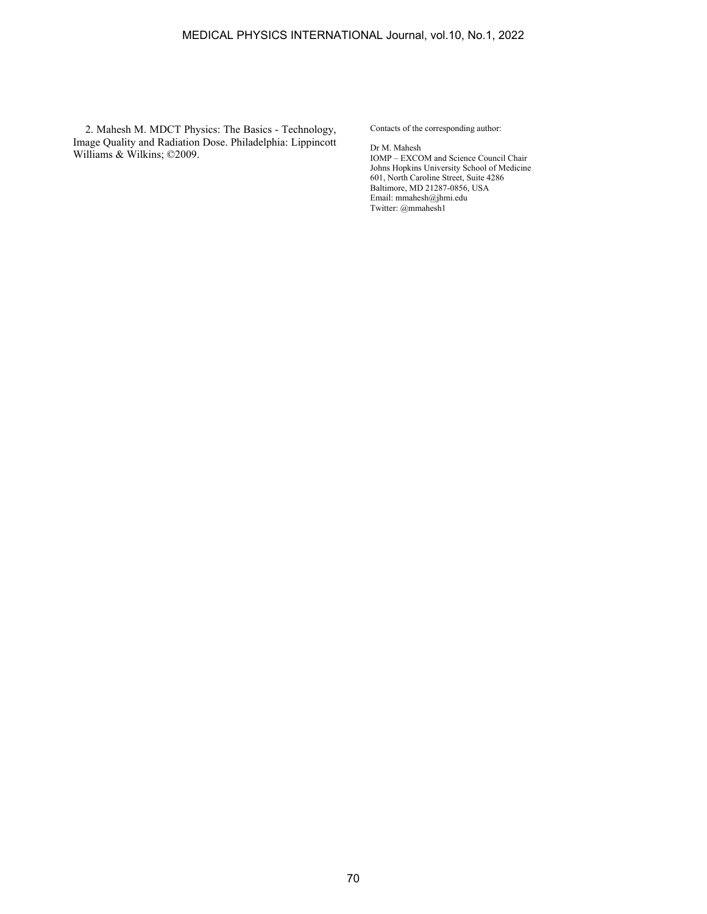2. Mahesh M. MDCT Physics: The Basics - Technology, Image Quality and Radiation Dose. Philadelphia: Lippincott Williams & Wilkins; ©2009.

Contacts of the corresponding author:

Dr M. Mahesh
IOMP – EXCOM and Science Council Chair
Johns Hopkins University School of Medicine
601, North Caroline Street, Suite 4286
Baltimore, MD 21287-0856, USA
Email: mmahesh@jhmi.edu
Twitter: @mmahesh1